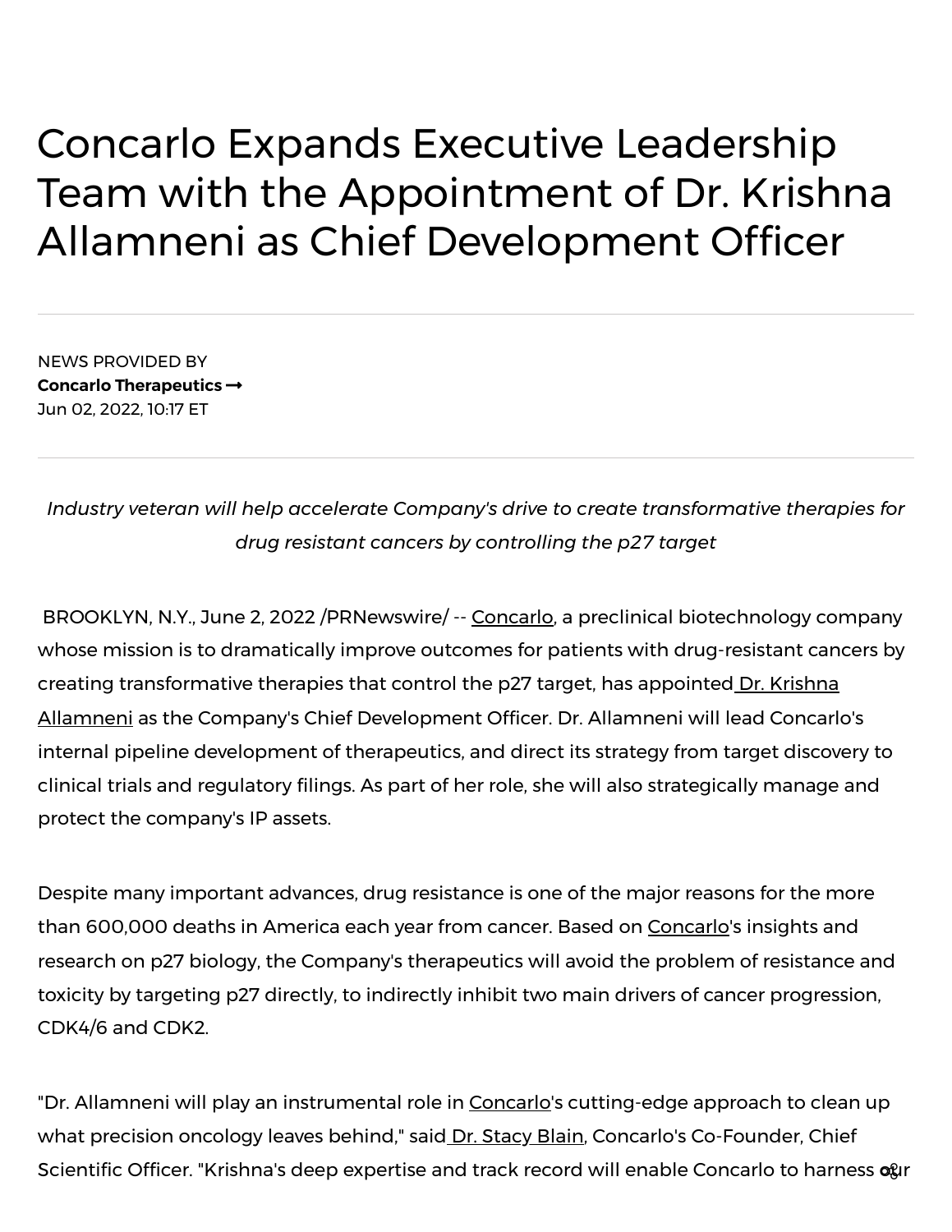# Concarlo Expands Executive Leadership Team with the Appointment of Dr. Krishna Allamneni as Chief Development Officer

NEWS PROVIDED BY
**Concarlo Therapeutics →**
Jun 02, 2022, 10:17 ET

*Industry veteran will help accelerate Company's drive to create transformative therapies for drug resistant cancers by controlling the p27 target*

BROOKLYN, N.Y., June 2, 2022 /PRNewswire/ -- Concarlo, a preclinical biotechnology company whose mission is to dramatically improve outcomes for patients with drug-resistant cancers by creating transformative therapies that control the p27 target, has appointed Dr. Krishna Allamneni as the Company's Chief Development Officer. Dr. Allamneni will lead Concarlo's internal pipeline development of therapeutics, and direct its strategy from target discovery to clinical trials and regulatory filings. As part of her role, she will also strategically manage and protect the company's IP assets.

Despite many important advances, drug resistance is one of the major reasons for the more than 600,000 deaths in America each year from cancer. Based on Concarlo's insights and research on p27 biology, the Company's therapeutics will avoid the problem of resistance and toxicity by targeting p27 directly, to indirectly inhibit two main drivers of cancer progression, CDK4/6 and CDK2.

"Dr. Allamneni will play an instrumental role in Concarlo's cutting-edge approach to clean up what precision oncology leaves behind," said Dr. Stacy Blain, Concarlo's Co-Founder, Chief Scientific Officer. "Krishna's deep expertise and track record will enable Concarlo to harness our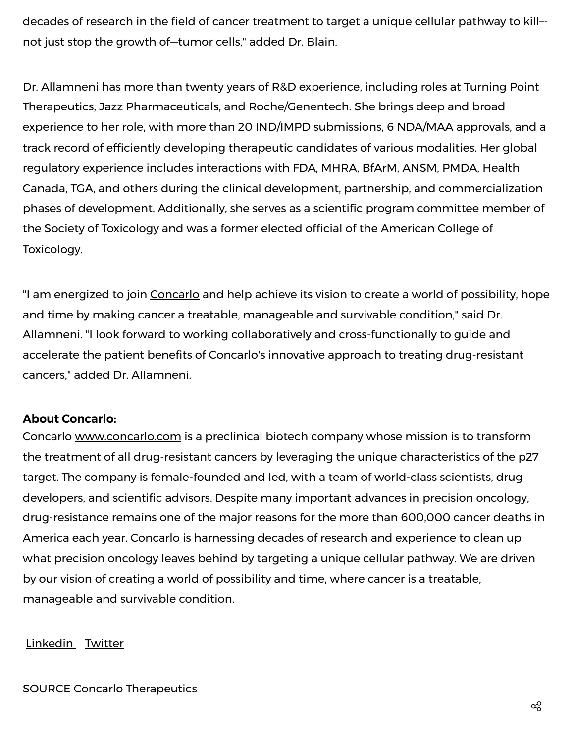decades of research in the field of cancer treatment to target a unique cellular pathway to kill-- not just stop the growth of—tumor cells," added Dr. Blain.

Dr. Allamneni has more than twenty years of R&D experience, including roles at Turning Point Therapeutics, Jazz Pharmaceuticals, and Roche/Genentech. She brings deep and broad experience to her role, with more than 20 IND/IMPD submissions, 6 NDA/MAA approvals, and a track record of efficiently developing therapeutic candidates of various modalities. Her global regulatory experience includes interactions with FDA, MHRA, BfArM, ANSM, PMDA, Health Canada, TGA, and others during the clinical development, partnership, and commercialization phases of development. Additionally, she serves as a scientific program committee member of the Society of Toxicology and was a former elected official of the American College of Toxicology.

"I am energized to join Concarlo and help achieve its vision to create a world of possibility, hope and time by making cancer a treatable, manageable and survivable condition," said Dr. Allamneni. "I look forward to working collaboratively and cross-functionally to guide and accelerate the patient benefits of Concarlo's innovative approach to treating drug-resistant cancers," added Dr. Allamneni.

**About Concarlo:**

Concarlo www.concarlo.com is a preclinical biotech company whose mission is to transform the treatment of all drug-resistant cancers by leveraging the unique characteristics of the p27 target. The company is female-founded and led, with a team of world-class scientists, drug developers, and scientific advisors. Despite many important advances in precision oncology, drug-resistance remains one of the major reasons for the more than 600,000 cancer deaths in America each year. Concarlo is harnessing decades of research and experience to clean up what precision oncology leaves behind by targeting a unique cellular pathway. We are driven by our vision of creating a world of possibility and time, where cancer is a treatable, manageable and survivable condition.

Linkedin Twitter

SOURCE Concarlo Therapeutics